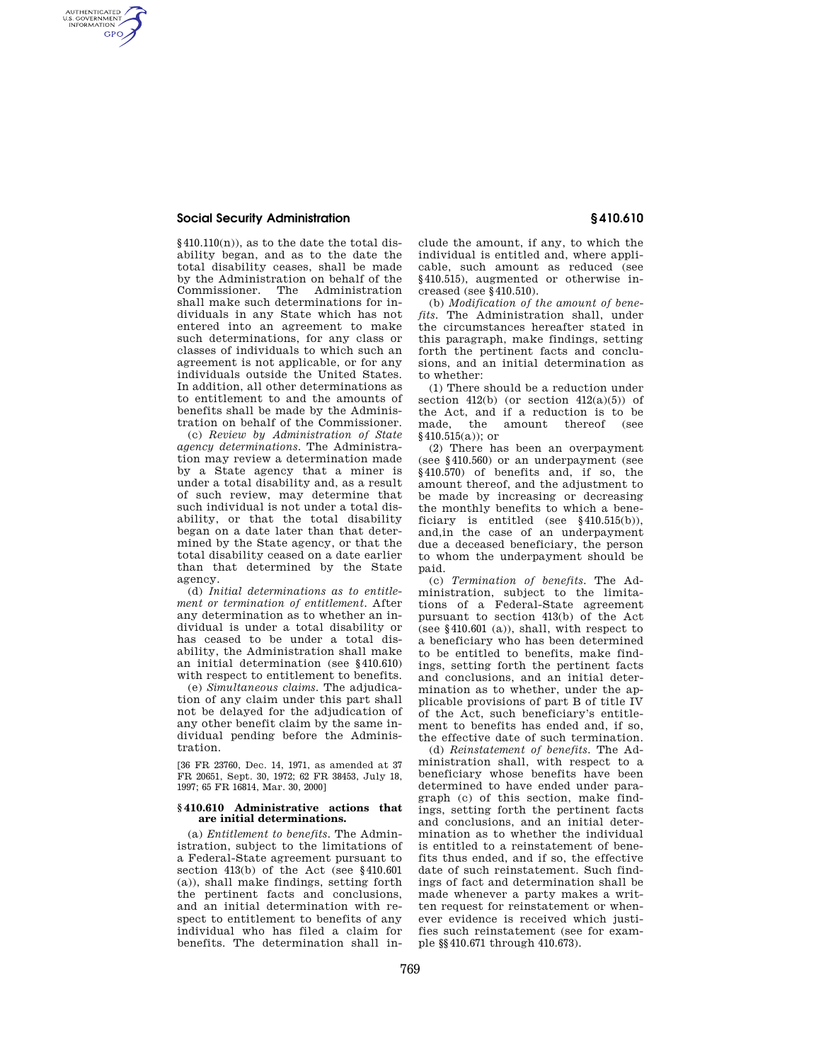§ 410.110(n)), as to the date the total disability began, and as to the date the total disability ceases, shall be made by the Administration on behalf of the Commissioner. The Administration shall make such determinations for individuals in any State which has not entered into an agreement to make such determinations, for any class or classes of individuals to which such an agreement is not applicable, or for any individuals outside the United States. In addition, all other determinations as to entitlement to and the amounts of benefits shall be made by the Administration on behalf of the Commissioner.

(c) *Review by Administration of State agency determinations.* The Administration may review a determination made by a State agency that a miner is under a total disability and, as a result of such review, may determine that such individual is not under a total disability, or that the total disability began on a date later than that determined by the State agency, or that the total disability ceased on a date earlier than that determined by the State agency.

(d) *Initial determinations as to entitlement or termination of entitlement.* After any determination as to whether an individual is under a total disability or has ceased to be under a total disability, the Administration shall make an initial determination (see § 410.610) with respect to entitlement to benefits.

(e) *Simultaneous claims.* The adjudication of any claim under this part shall not be delayed for the adjudication of any other benefit claim by the same individual pending before the Administration.

[36 FR 23760, Dec. 14, 1971, as amended at 37 FR 20651, Sept. 30, 1972; 62 FR 38453, July 18, 1997; 65 FR 16814, Mar. 30, 2000]

### § 410.610 Administrative actions that are initial determinations.

(a) *Entitlement to benefits.* The Administration, subject to the limitations of a Federal-State agreement pursuant to section 413(b) of the Act (see § 410.601 (a)), shall make findings, setting forth the pertinent facts and conclusions, and an initial determination with respect to entitlement to benefits of any individual who has filed a claim for benefits. The determination shall include the amount, if any, to which the individual is entitled and, where applicable, such amount as reduced (see § 410.515), augmented or otherwise increased (see § 410.510).

(b) *Modification of the amount of benefits.* The Administration shall, under the circumstances hereafter stated in this paragraph, make findings, setting forth the pertinent facts and conclusions, and an initial determination as to whether:

(1) There should be a reduction under section 412(b) (or section 412(a)(5)) of the Act, and if a reduction is to be made, the amount thereof (see § 410.515(a)); or

(2) There has been an overpayment (see § 410.560) or an underpayment (see § 410.570) of benefits and, if so, the amount thereof, and the adjustment to be made by increasing or decreasing the monthly benefits to which a beneficiary is entitled (see § 410.515(b)), and,in the case of an underpayment due a deceased beneficiary, the person to whom the underpayment should be paid.

(c) *Termination of benefits.* The Administration, subject to the limitations of a Federal-State agreement pursuant to section 413(b) of the Act (see § 410.601 (a)), shall, with respect to a beneficiary who has been determined to be entitled to benefits, make findings, setting forth the pertinent facts and conclusions, and an initial determination as to whether, under the applicable provisions of part B of title IV of the Act, such beneficiary's entitlement to benefits has ended and, if so, the effective date of such termination.

(d) *Reinstatement of benefits.* The Administration shall, with respect to a beneficiary whose benefits have been determined to have ended under paragraph (c) of this section, make findings, setting forth the pertinent facts and conclusions, and an initial determination as to whether the individual is entitled to a reinstatement of benefits thus ended, and if so, the effective date of such reinstatement. Such findings of fact and determination shall be made whenever a party makes a written request for reinstatement or whenever evidence is received which justifies such reinstatement (see for example §§ 410.671 through 410.673).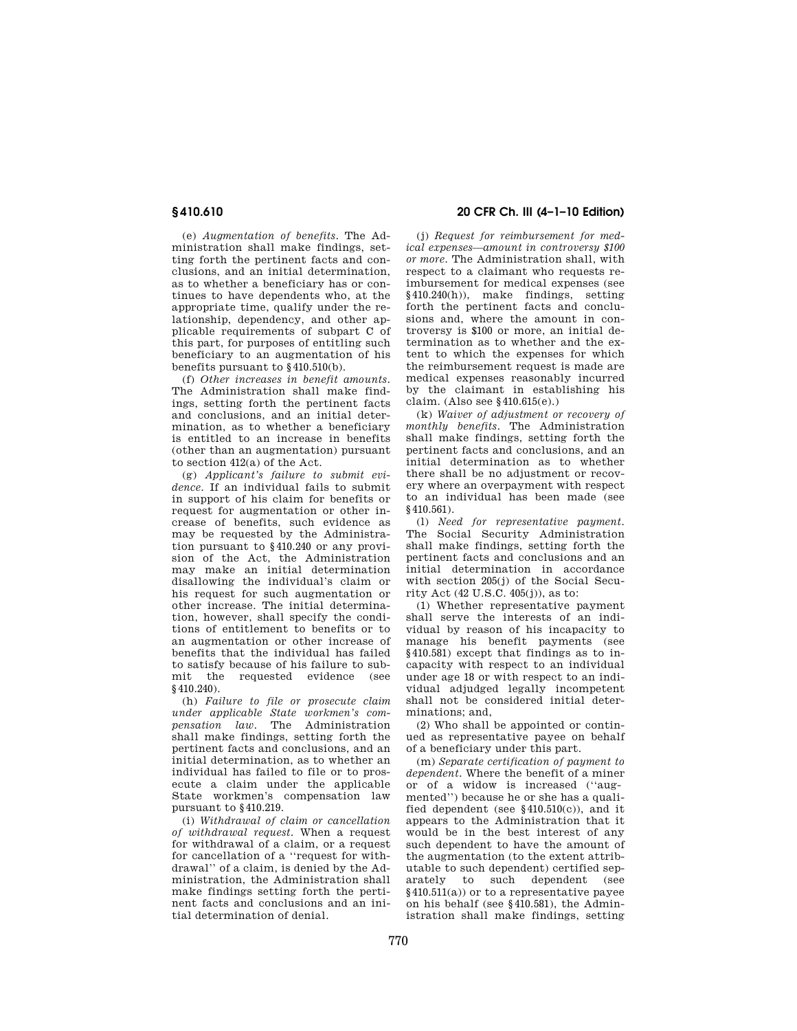(e) *Augmentation of benefits.* The Administration shall make findings, setting forth the pertinent facts and conclusions, and an initial determination, as to whether a beneficiary has or continues to have dependents who, at the appropriate time, qualify under the relationship, dependency, and other applicable requirements of subpart C of this part, for purposes of entitling such beneficiary to an augmentation of his benefits pursuant to §410.510(b).

(f) *Other increases in benefit amounts.* The Administration shall make findings, setting forth the pertinent facts and conclusions, and an initial determination, as to whether a beneficiary is entitled to an increase in benefits (other than an augmentation) pursuant to section 412(a) of the Act.

(g) *Applicant's failure to submit evidence.* If an individual fails to submit in support of his claim for benefits or request for augmentation or other increase of benefits, such evidence as may be requested by the Administration pursuant to §410.240 or any provision of the Act, the Administration may make an initial determination disallowing the individual's claim or his request for such augmentation or other increase. The initial determination, however, shall specify the conditions of entitlement to benefits or to an augmentation or other increase of benefits that the individual has failed to satisfy because of his failure to submit the requested evidence (see §410.240).

(h) *Failure to file or prosecute claim under applicable State workmen's compensation law.* The Administration shall make findings, setting forth the pertinent facts and conclusions, and an initial determination, as to whether an individual has failed to file or to prosecute a claim under the applicable State workmen's compensation law pursuant to §410.219.

(i) *Withdrawal of claim or cancellation of withdrawal request.* When a request for withdrawal of a claim, or a request for cancellation of a "request for withdrawal" of a claim, is denied by the Administration, the Administration shall make findings setting forth the pertinent facts and conclusions and an initial determination of denial.

(j) *Request for reimbursement for medical expenses—amount in controversy $100 or more.* The Administration shall, with respect to a claimant who requests reimbursement for medical expenses (see §410.240(h)), make findings, setting forth the pertinent facts and conclusions and, where the amount in controversy is $100 or more, an initial determination as to whether and the extent to which the expenses for which the reimbursement request is made are medical expenses reasonably incurred by the claimant in establishing his claim. (Also see §410.615(e).)

(k) *Waiver of adjustment or recovery of monthly benefits.* The Administration shall make findings, setting forth the pertinent facts and conclusions, and an initial determination as to whether there shall be no adjustment or recovery where an overpayment with respect to an individual has been made (see §410.561).

(l) *Need for representative payment.* The Social Security Administration shall make findings, setting forth the pertinent facts and conclusions and an initial determination in accordance with section 205(j) of the Social Security Act (42 U.S.C. 405(j)), as to:

(1) Whether representative payment shall serve the interests of an individual by reason of his incapacity to manage his benefit payments (see §410.581) except that findings as to incapacity with respect to an individual under age 18 or with respect to an individual adjudged legally incompetent shall not be considered initial determinations; and,

(2) Who shall be appointed or continued as representative payee on behalf of a beneficiary under this part.

(m) *Separate certification of payment to dependent.* Where the benefit of a miner or of a widow is increased ("augmented") because he or she has a qualified dependent (see §410.510(c)), and it appears to the Administration that it would be in the best interest of any such dependent to have the amount of the augmentation (to the extent attributable to such dependent) certified separately to such dependent (see §410.511(a)) or to a representative payee on his behalf (see §410.581), the Administration shall make findings, setting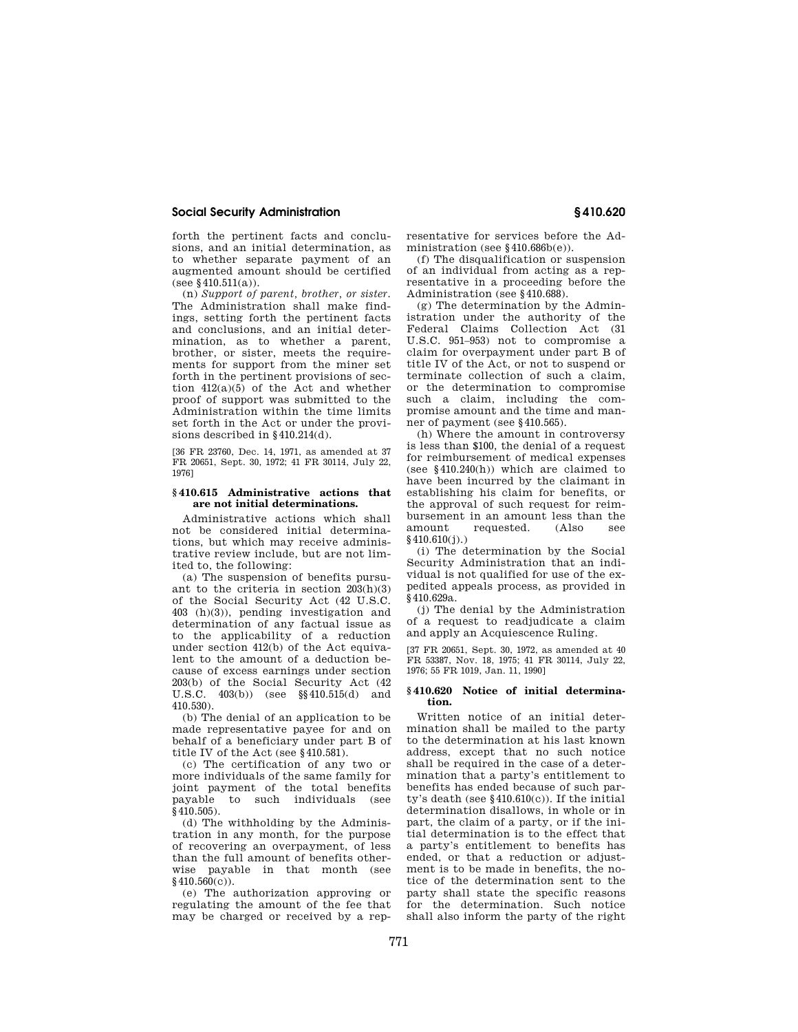forth the pertinent facts and conclusions, and an initial determination, as to whether separate payment of an augmented amount should be certified (see §410.511(a)).

(n) *Support of parent, brother, or sister.* The Administration shall make findings, setting forth the pertinent facts and conclusions, and an initial determination, as to whether a parent, brother, or sister, meets the requirements for support from the miner set forth in the pertinent provisions of section 412(a)(5) of the Act and whether proof of support was submitted to the Administration within the time limits set forth in the Act or under the provisions described in §410.214(d).

[36 FR 23760, Dec. 14, 1971, as amended at 37 FR 20651, Sept. 30, 1972; 41 FR 30114, July 22, 1976]

### §410.615 Administrative actions that are not initial determinations.

Administrative actions which shall not be considered initial determinations, but which may receive administrative review include, but are not limited to, the following:

(a) The suspension of benefits pursuant to the criteria in section 203(h)(3) of the Social Security Act (42 U.S.C. 403 (h)(3)), pending investigation and determination of any factual issue as to the applicability of a reduction under section 412(b) of the Act equivalent to the amount of a deduction because of excess earnings under section 203(b) of the Social Security Act (42 U.S.C. 403(b)) (see §§410.515(d) and 410.530).

(b) The denial of an application to be made representative payee for and on behalf of a beneficiary under part B of title IV of the Act (see §410.581).

(c) The certification of any two or more individuals of the same family for joint payment of the total benefits payable to such individuals (see §410.505).

(d) The withholding by the Administration in any month, for the purpose of recovering an overpayment, of less than the full amount of benefits otherwise payable in that month (see §410.560(c)).

(e) The authorization approving or regulating the amount of the fee that may be charged or received by a representative for services before the Administration (see §410.686b(e)).

(f) The disqualification or suspension of an individual from acting as a representative in a proceeding before the Administration (see §410.688).

(g) The determination by the Administration under the authority of the Federal Claims Collection Act (31 U.S.C. 951–953) not to compromise a claim for overpayment under part B of title IV of the Act, or not to suspend or terminate collection of such a claim, or the determination to compromise such a claim, including the compromise amount and the time and manner of payment (see §410.565).

(h) Where the amount in controversy is less than $100, the denial of a request for reimbursement of medical expenses (see §410.240(h)) which are claimed to have been incurred by the claimant in establishing his claim for benefits, or the approval of such request for reimbursement in an amount less than the amount requested. (Also see §410.610(j).)

(i) The determination by the Social Security Administration that an individual is not qualified for use of the expedited appeals process, as provided in §410.629a.

(j) The denial by the Administration of a request to readjudicate a claim and apply an Acquiescence Ruling.

[37 FR 20651, Sept. 30, 1972, as amended at 40 FR 53387, Nov. 18, 1975; 41 FR 30114, July 22, 1976; 55 FR 1019, Jan. 11, 1990]

### §410.620 Notice of initial determination.

Written notice of an initial determination shall be mailed to the party to the determination at his last known address, except that no such notice shall be required in the case of a determination that a party's entitlement to benefits has ended because of such party's death (see §410.610(c)). If the initial determination disallows, in whole or in part, the claim of a party, or if the initial determination is to the effect that a party's entitlement to benefits has ended, or that a reduction or adjustment is to be made in benefits, the notice of the determination sent to the party shall state the specific reasons for the determination. Such notice shall also inform the party of the right